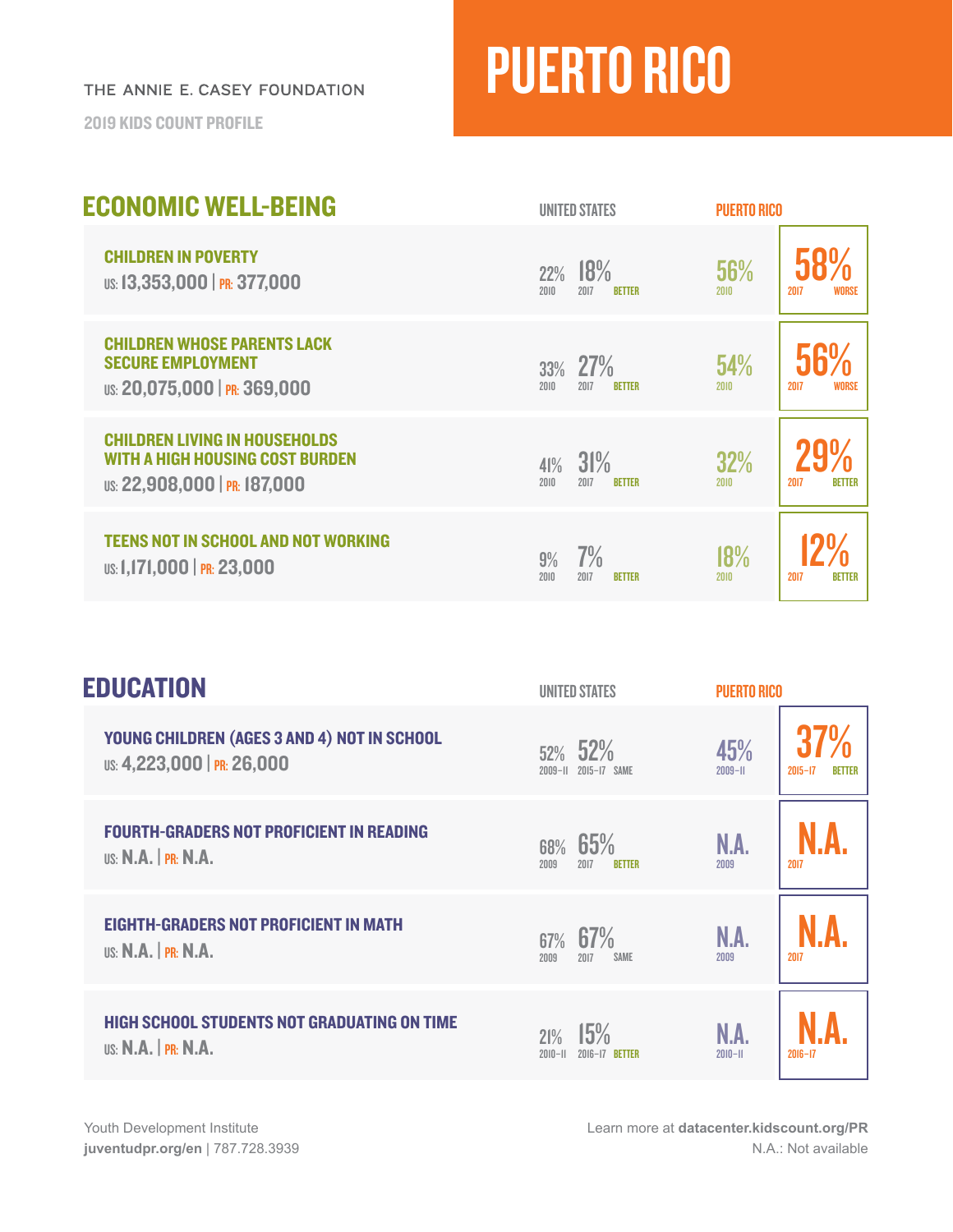THE ANNIE E. CASEY FOUNDATION

2019 KIDS COUNT PROFILE

# PUERTO RICO

## ECONOMIC WELL-BEING

| Indicator | United States (2010) | United States (2017) | US Trend | Puerto Rico (2010) | Puerto Rico (2017) | PR Trend |
|---|---|---|---|---|---|---|
| **CHILDREN IN POVERTY** US: 13,353,000 \| PR: 377,000 | 22% | 18% | BETTER | 56% | 58% | WORSE |
| **CHILDREN WHOSE PARENTS LACK SECURE EMPLOYMENT** US: 20,075,000 \| PR: 369,000 | 33% | 27% | BETTER | 54% | 56% | WORSE |
| **CHILDREN LIVING IN HOUSEHOLDS WITH A HIGH HOUSING COST BURDEN** US: 22,908,000 \| PR: 187,000 | 41% | 31% | BETTER | 32% | 29% | BETTER |
| **TEENS NOT IN SCHOOL AND NOT WORKING** US: 1,171,000 \| PR: 23,000 | 9% | 7% | BETTER | 18% | 12% | BETTER |

## EDUCATION

| Indicator | United States (Earlier) | United States (Later) | US Trend | Puerto Rico (Earlier) | Puerto Rico (Later) | PR Trend |
|---|---|---|---|---|---|---|
| **YOUNG CHILDREN (AGES 3 AND 4) NOT IN SCHOOL** US: 4,223,000 \| PR: 26,000 | 52% (2009–11) | 52% (2015–17) | SAME | 45% (2009–11) | 37% (2015–17) | BETTER |
| **FOURTH-GRADERS NOT PROFICIENT IN READING** US: N.A. \| PR: N.A. | 68% (2009) | 65% (2017) | BETTER | N.A. (2009) | N.A. (2017) | |
| **EIGHTH-GRADERS NOT PROFICIENT IN MATH** US: N.A. \| PR: N.A. | 67% (2009) | 67% (2017) | SAME | N.A. (2009) | N.A. (2017) | |
| **HIGH SCHOOL STUDENTS NOT GRADUATING ON TIME** US: N.A. \| PR: N.A. | 21% (2010–11) | 15% (2016–17) | BETTER | N.A. (2010–11) | N.A. (2016–17) | |

Youth Development Institute
**juventudpr.org/en** | 787.728.3939

Learn more at **datacenter.kidscount.org/PR**
N.A.: Not available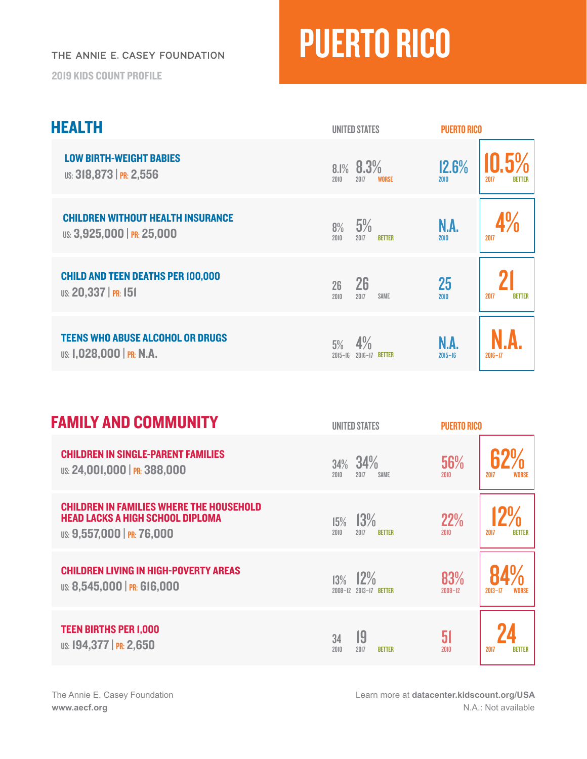THE ANNIE E. CASEY FOUNDATION

2019 KIDS COUNT PROFILE

# PUERTO RICO

## HEALTH

| Indicator | United States 2010 | United States 2017 | US Trend | Puerto Rico 2010 | Puerto Rico 2017 | PR Trend |
|---|---|---|---|---|---|---|
| **LOW BIRTH-WEIGHT BABIES**<br>US: 318,873 \| PR: 2,556 | 8.1% (2010) | 8.3% (2017) | WORSE | 12.6% (2010) | 10.5% (2017) | BETTER |
| **CHILDREN WITHOUT HEALTH INSURANCE**<br>US: 3,925,000 \| PR: 25,000 | 8% (2010) | 5% (2017) | BETTER | N.A. (2010) | 4% (2017) | |
| **CHILD AND TEEN DEATHS PER 100,000**<br>US: 20,337 \| PR: 151 | 26 (2010) | 26 (2017) | SAME | 25 (2010) | 21 (2017) | BETTER |
| **TEENS WHO ABUSE ALCOHOL OR DRUGS**<br>US: 1,028,000 \| PR: N.A. | 5% (2015–16) | 4% (2016–17) | BETTER | N.A. (2015–16) | N.A. (2016–17) | |

## FAMILY AND COMMUNITY

| Indicator | United States (earlier) | United States (recent) | US Trend | Puerto Rico (earlier) | Puerto Rico (recent) | PR Trend |
|---|---|---|---|---|---|---|
| **CHILDREN IN SINGLE-PARENT FAMILIES**<br>US: 24,001,000 \| PR: 388,000 | 34% (2010) | 34% (2017) | SAME | 56% (2010) | 62% (2017) | WORSE |
| **CHILDREN IN FAMILIES WHERE THE HOUSEHOLD HEAD LACKS A HIGH SCHOOL DIPLOMA**<br>US: 9,557,000 \| PR: 76,000 | 15% (2010) | 13% (2017) | BETTER | 22% (2010) | 12% (2017) | BETTER |
| **CHILDREN LIVING IN HIGH-POVERTY AREAS**<br>US: 8,545,000 \| PR: 616,000 | 13% (2008–12) | 12% (2013–17) | BETTER | 83% (2008–12) | 84% (2013–17) | WORSE |
| **TEEN BIRTHS PER 1,000**<br>US: 194,377 \| PR: 2,650 | 34 (2010) | 19 (2017) | BETTER | 51 (2010) | 24 (2017) | BETTER |

The Annie E. Casey Foundation
**www.aecf.org**

Learn more at **datacenter.kidscount.org/USA**

N.A.: Not available